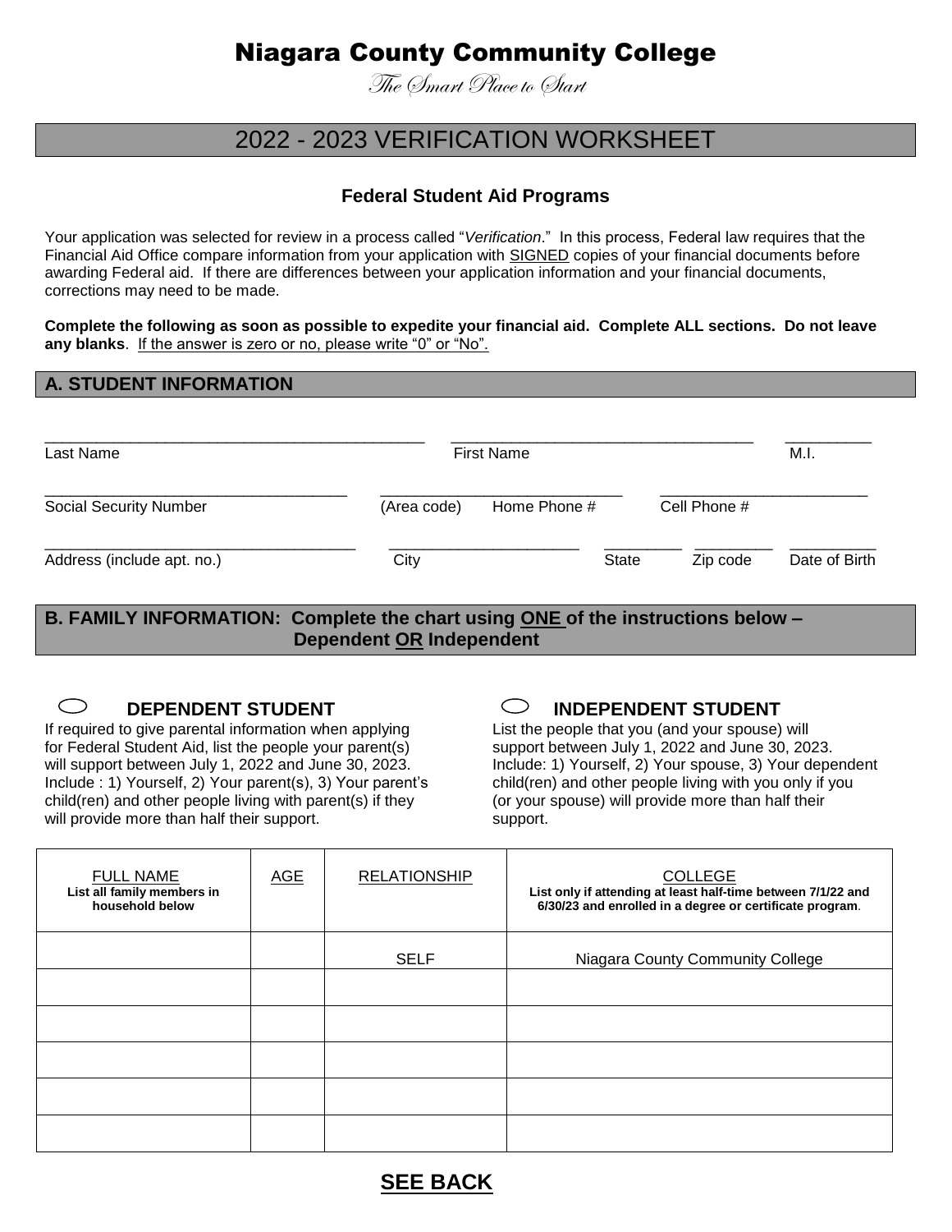# Niagara County Community College

*The Smart Place to Start*

## 2022 - 2023 VERIFICATION WORKSHEET

### Federal Student Aid Programs

Your application was selected for review in a process called "*Verification*." In this process, Federal law requires that the Financial Aid Office compare information from your application with SIGNED copies of your financial documents before awarding Federal aid. If there are differences between your application information and your financial documents, corrections may need to be made.

**Complete the following as soon as possible to expedite your financial aid. Complete ALL sections. Do not leave any blanks**. If the answer is zero or no, please write "0" or "No".

## A. STUDENT INFORMATION

\_\_\_\_\_\_\_\_\_\_\_\_\_\_\_\_\_\_\_\_\_\_\_\_\_\_\_\_\_\_\_\_\_\_\_\_\_\_\_\_\_\_ \_\_\_\_\_\_\_\_\_\_\_\_\_\_\_\_\_\_\_\_\_\_\_\_\_\_\_\_\_\_\_\_\_\_ \_\_\_\_\_\_\_\_\_\_
Last Name First Name M.I.

\_\_\_\_\_\_\_\_\_\_\_\_\_\_\_\_\_\_\_\_\_\_\_\_\_\_\_\_\_\_\_\_\_\_ \_\_\_\_\_\_\_\_\_\_\_\_\_\_\_\_\_\_\_\_\_\_\_\_\_\_\_ \_\_\_\_\_\_\_\_\_\_\_\_\_\_\_\_\_\_\_\_\_\_\_
Social Security Number (Area code) Home Phone # Cell Phone #

\_\_\_\_\_\_\_\_\_\_\_\_\_\_\_\_\_\_\_\_\_\_\_\_\_\_\_\_\_\_\_\_\_\_\_ \_\_\_\_\_\_\_\_\_\_\_\_\_\_\_\_\_\_\_\_\_ \_\_\_\_\_\_\_\_\_ \_\_\_\_\_\_\_\_\_ \_\_\_\_\_\_\_\_\_\_
Address (include apt. no.) City State Zip code Date of Birth

## B. FAMILY INFORMATION: Complete the chart using ONE of the instructions below – Dependent OR Independent

○ **DEPENDENT STUDENT**

If required to give parental information when applying for Federal Student Aid, list the people your parent(s) will support between July 1, 2022 and June 30, 2023. Include : 1) Yourself, 2) Your parent(s), 3) Your parent's child(ren) and other people living with parent(s) if they will provide more than half their support.

○ **INDEPENDENT STUDENT**

List the people that you (and your spouse) will support between July 1, 2022 and June 30, 2023. Include: 1) Yourself, 2) Your spouse, 3) Your dependent child(ren) and other people living with you only if you (or your spouse) will provide more than half their support.

| FULL NAME **List all family members in household below** | AGE | RELATIONSHIP | COLLEGE **List only if attending at least half-time between 7/1/22 and 6/30/23 and enrolled in a degree or certificate program.** |
|---|---|---|---|
| | | SELF | Niagara County Community College |
| | | | |
| | | | |
| | | | |
| | | | |
| | | | |

**SEE BACK**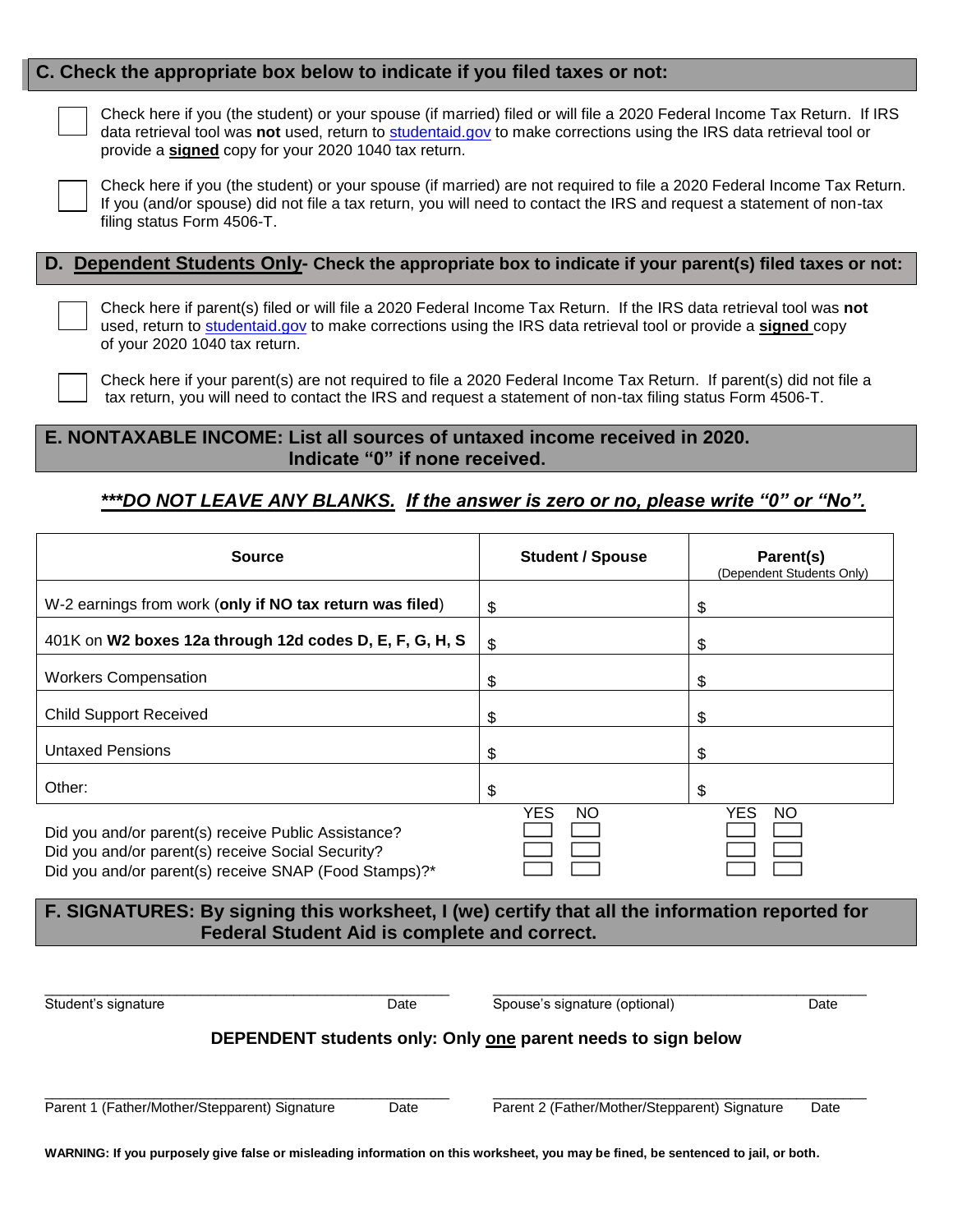## C. Check the appropriate box below to indicate if you filed taxes or not:

☐ Check here if you (the student) or your spouse (if married) filed or will file a 2020 Federal Income Tax Return. If IRS data retrieval tool was **not** used, return to studentaid.gov to make corrections using the IRS data retrieval tool or provide a **signed** copy for your 2020 1040 tax return.

☐ Check here if you (the student) or your spouse (if married) are not required to file a 2020 Federal Income Tax Return. If you (and/or spouse) did not file a tax return, you will need to contact the IRS and request a statement of non-tax filing status Form 4506-T.

## D. Dependent Students Only- Check the appropriate box to indicate if your parent(s) filed taxes or not:

☐ Check here if parent(s) filed or will file a 2020 Federal Income Tax Return. If the IRS data retrieval tool was **not** used, return to studentaid.gov to make corrections using the IRS data retrieval tool or provide a **signed** copy of your 2020 1040 tax return.

☐ Check here if your parent(s) are not required to file a 2020 Federal Income Tax Return. If parent(s) did not file a tax return, you will need to contact the IRS and request a statement of non-tax filing status Form 4506-T.

## E. NONTAXABLE INCOME: List all sources of untaxed income received in 2020. Indicate "0" if none received.

***_**DO NOT LEAVE ANY BLANKS.**_* _**If the answer is zero or no, please write "0" or "No".**_**

| Source | Student / Spouse | Parent(s) (Dependent Students Only) |
|---|---|---|
| W-2 earnings from work (**only if NO tax return was filed**) | $ | $ |
| 401K on **W2 boxes 12a through 12d codes D, E, F, G, H, S** | $ | $ |
| Workers Compensation | $ | $ |
| Child Support Received | $ | $ |
| Untaxed Pensions | $ | $ |
| Other: | $ | $ |

| | Student / Spouse YES | Student / Spouse NO | Parent(s) YES | Parent(s) NO |
|---|---|---|---|---|
| Did you and/or parent(s) receive Public Assistance? | ☐ | ☐ | ☐ | ☐ |
| Did you and/or parent(s) receive Social Security? | ☐ | ☐ | ☐ | ☐ |
| Did you and/or parent(s) receive SNAP (Food Stamps)?* | ☐ | ☐ | ☐ | ☐ |

## F. SIGNATURES: By signing this worksheet, I (we) certify that all the information reported for Federal Student Aid is complete and correct.

\_\_\_\_\_\_\_\_\_\_\_\_\_\_\_\_\_\_\_\_\_\_\_\_\_\_\_\_\_\_\_\_\_\_\_\_\_\_\_\_
Student's signature Date

\_\_\_\_\_\_\_\_\_\_\_\_\_\_\_\_\_\_\_\_\_\_\_\_\_\_\_\_\_\_\_\_\_\_\_\_\_\_\_\_
Spouse's signature (optional) Date

**DEPENDENT students only: Only <u>one</u> parent needs to sign below**

\_\_\_\_\_\_\_\_\_\_\_\_\_\_\_\_\_\_\_\_\_\_\_\_\_\_\_\_\_\_\_\_\_\_\_\_\_\_\_\_
Parent 1 (Father/Mother/Stepparent) Signature Date

\_\_\_\_\_\_\_\_\_\_\_\_\_\_\_\_\_\_\_\_\_\_\_\_\_\_\_\_\_\_\_\_\_\_\_\_\_\_\_\_
Parent 2 (Father/Mother/Stepparent) Signature Date

**WARNING: If you purposely give false or misleading information on this worksheet, you may be fined, be sentenced to jail, or both.**